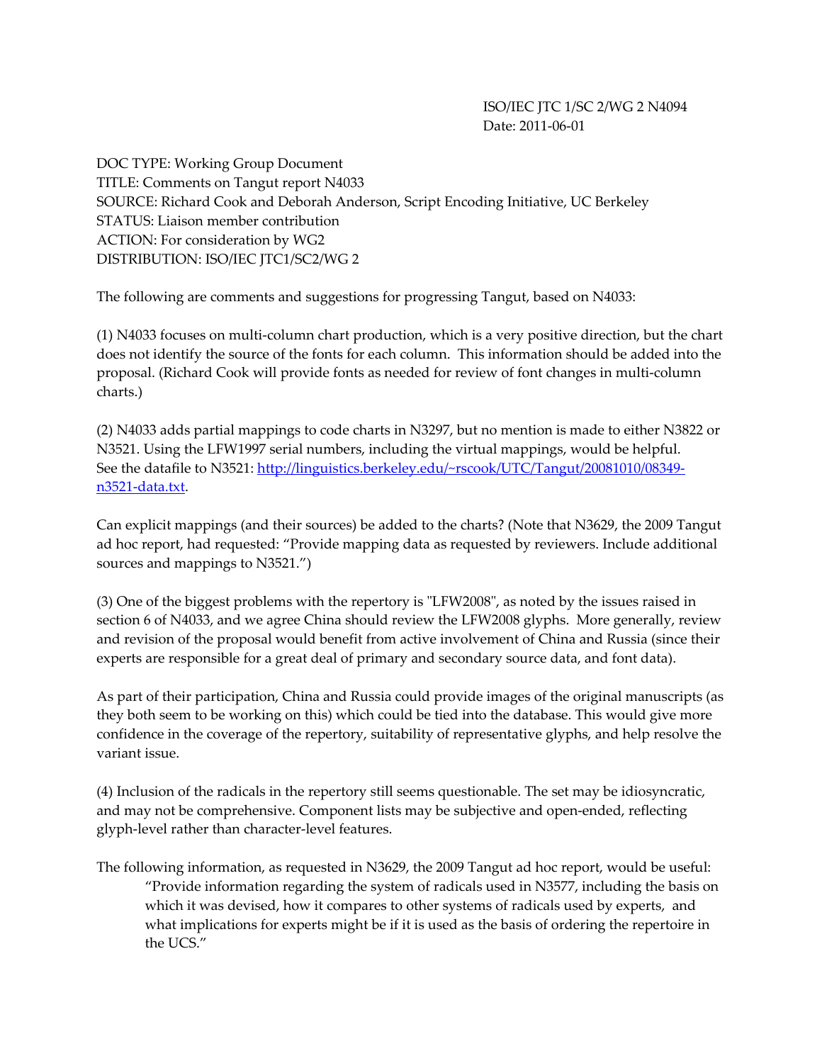ISO/IEC JTC 1/SC 2/WG 2 N4094
Date: 2011-06-01

DOC TYPE: Working Group Document
TITLE: Comments on Tangut report N4033
SOURCE: Richard Cook and Deborah Anderson, Script Encoding Initiative, UC Berkeley
STATUS: Liaison member contribution
ACTION: For consideration by WG2
DISTRIBUTION: ISO/IEC JTC1/SC2/WG 2

The following are comments and suggestions for progressing Tangut, based on N4033:

(1) N4033 focuses on multi-column chart production, which is a very positive direction, but the chart does not identify the source of the fonts for each column. This information should be added into the proposal. (Richard Cook will provide fonts as needed for review of font changes in multi-column charts.)

(2) N4033 adds partial mappings to code charts in N3297, but no mention is made to either N3822 or N3521. Using the LFW1997 serial numbers, including the virtual mappings, would be helpful. See the datafile to N3521: [http://linguistics.berkeley.edu/~rscook/UTC/Tangut/20081010/08349-n3521-data.txt](http://linguistics.berkeley.edu/~rscook/UTC/Tangut/20081010/08349-n3521-data.txt).

Can explicit mappings (and their sources) be added to the charts? (Note that N3629, the 2009 Tangut ad hoc report, had requested: "Provide mapping data as requested by reviewers. Include additional sources and mappings to N3521.")

(3) One of the biggest problems with the repertory is "LFW2008", as noted by the issues raised in section 6 of N4033, and we agree China should review the LFW2008 glyphs. More generally, review and revision of the proposal would benefit from active involvement of China and Russia (since their experts are responsible for a great deal of primary and secondary source data, and font data).

As part of their participation, China and Russia could provide images of the original manuscripts (as they both seem to be working on this) which could be tied into the database. This would give more confidence in the coverage of the repertory, suitability of representative glyphs, and help resolve the variant issue.

(4) Inclusion of the radicals in the repertory still seems questionable. The set may be idiosyncratic, and may not be comprehensive. Component lists may be subjective and open-ended, reflecting glyph-level rather than character-level features.

The following information, as requested in N3629, the 2009 Tangut ad hoc report, would be useful:

> "Provide information regarding the system of radicals used in N3577, including the basis on which it was devised, how it compares to other systems of radicals used by experts, and what implications for experts might be if it is used as the basis of ordering the repertoire in the UCS."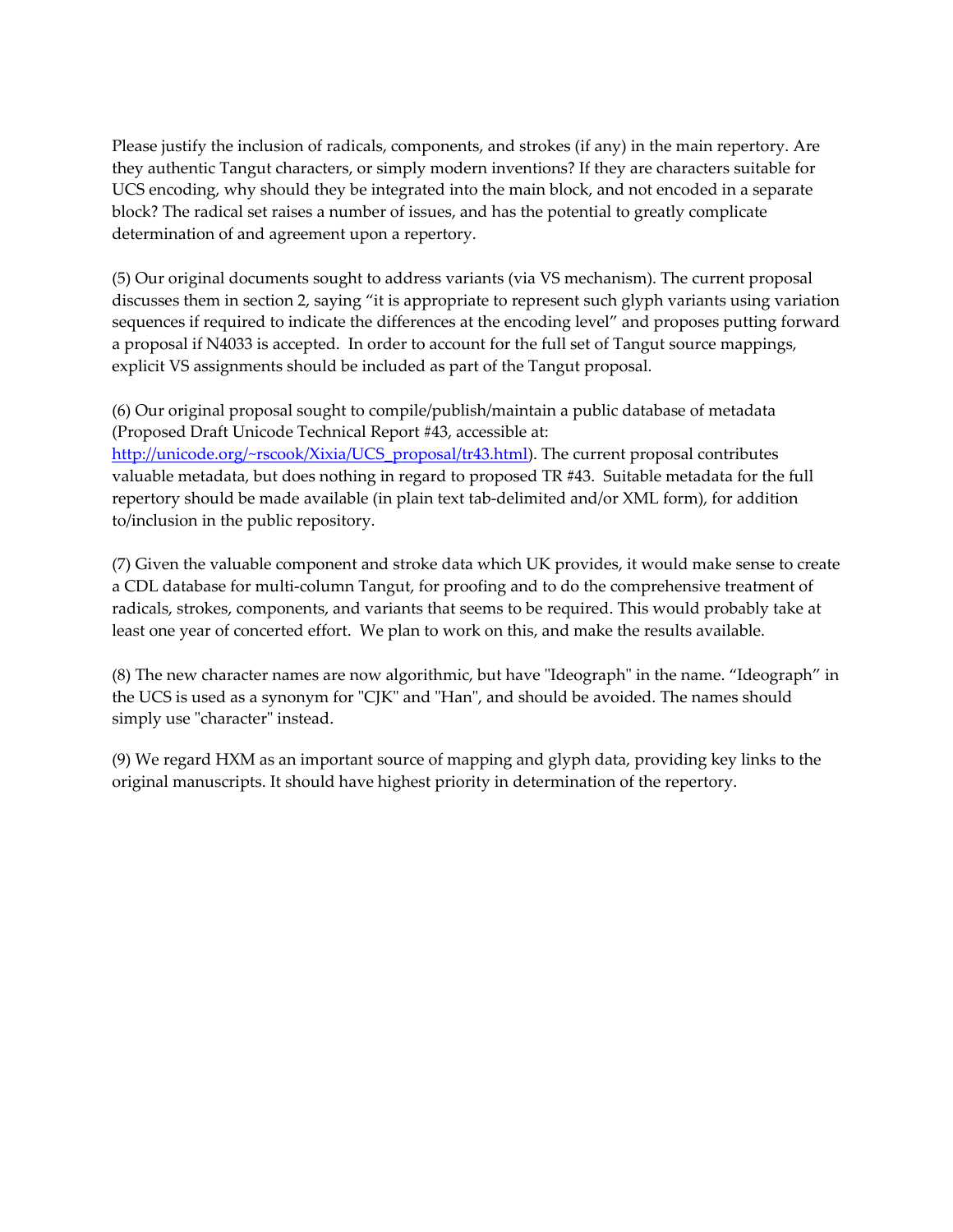Please justify the inclusion of radicals, components, and strokes (if any) in the main repertory. Are they authentic Tangut characters, or simply modern inventions? If they are characters suitable for UCS encoding, why should they be integrated into the main block, and not encoded in a separate block? The radical set raises a number of issues, and has the potential to greatly complicate determination of and agreement upon a repertory.

(5) Our original documents sought to address variants (via VS mechanism). The current proposal discusses them in section 2, saying "it is appropriate to represent such glyph variants using variation sequences if required to indicate the differences at the encoding level" and proposes putting forward a proposal if N4033 is accepted. In order to account for the full set of Tangut source mappings, explicit VS assignments should be included as part of the Tangut proposal.

(6) Our original proposal sought to compile/publish/maintain a public database of metadata (Proposed Draft Unicode Technical Report #43, accessible at: [http://unicode.org/~rscook/Xixia/UCS_proposal/tr43.html](http://unicode.org/~rscook/Xixia/UCS_proposal/tr43.html)). The current proposal contributes valuable metadata, but does nothing in regard to proposed TR #43. Suitable metadata for the full repertory should be made available (in plain text tab-delimited and/or XML form), for addition to/inclusion in the public repository.

(7) Given the valuable component and stroke data which UK provides, it would make sense to create a CDL database for multi-column Tangut, for proofing and to do the comprehensive treatment of radicals, strokes, components, and variants that seems to be required. This would probably take at least one year of concerted effort. We plan to work on this, and make the results available.

(8) The new character names are now algorithmic, but have "Ideograph" in the name. "Ideograph" in the UCS is used as a synonym for "CJK" and "Han", and should be avoided. The names should simply use "character" instead.

(9) We regard HXM as an important source of mapping and glyph data, providing key links to the original manuscripts. It should have highest priority in determination of the repertory.